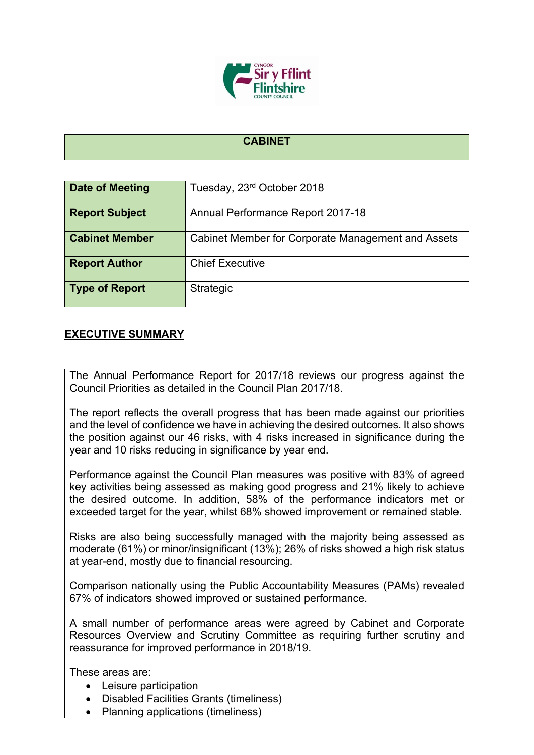# CABINET

| Date of Meeting | Tuesday, 23rd October 2018 |
|---|---|
| Report Subject | Annual Performance Report 2017-18 |
| Cabinet Member | Cabinet Member for Corporate Management and Assets |
| Report Author | Chief Executive |
| Type of Report | Strategic |

## EXECUTIVE SUMMARY

The Annual Performance Report for 2017/18 reviews our progress against the Council Priorities as detailed in the Council Plan 2017/18.

The report reflects the overall progress that has been made against our priorities and the level of confidence we have in achieving the desired outcomes. It also shows the position against our 46 risks, with 4 risks increased in significance during the year and 10 risks reducing in significance by year end.

Performance against the Council Plan measures was positive with 83% of agreed key activities being assessed as making good progress and 21% likely to achieve the desired outcome. In addition, 58% of the performance indicators met or exceeded target for the year, whilst 68% showed improvement or remained stable.

Risks are also being successfully managed with the majority being assessed as moderate (61%) or minor/insignificant (13%); 26% of risks showed a high risk status at year-end, mostly due to financial resourcing.

Comparison nationally using the Public Accountability Measures (PAMs) revealed 67% of indicators showed improved or sustained performance.

A small number of performance areas were agreed by Cabinet and Corporate Resources Overview and Scrutiny Committee as requiring further scrutiny and reassurance for improved performance in 2018/19.

These areas are:

- Leisure participation
- Disabled Facilities Grants (timeliness)
- Planning applications (timeliness)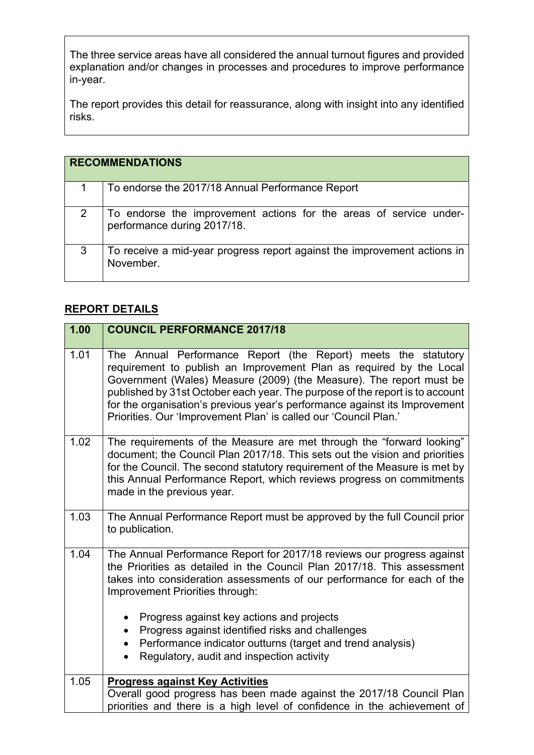The three service areas have all considered the annual turnout figures and provided explanation and/or changes in processes and procedures to improve performance in-year.

The report provides this detail for reassurance, along with insight into any identified risks.

| **RECOMMENDATIONS** | |
|---|---|
| 1 | To endorse the 2017/18 Annual Performance Report |
| 2 | To endorse the improvement actions for the areas of service under-performance during 2017/18. |
| 3 | To receive a mid-year progress report against the improvement actions in November. |

## REPORT DETAILS

| **1.00** | **COUNCIL PERFORMANCE 2017/18** |
|---|---|
| 1.01 | The Annual Performance Report (the Report) meets the statutory requirement to publish an Improvement Plan as required by the Local Government (Wales) Measure (2009) (the Measure). The report must be published by 31st October each year. The purpose of the report is to account for the organisation's previous year's performance against its Improvement Priorities. Our 'Improvement Plan' is called our 'Council Plan.' |
| 1.02 | The requirements of the Measure are met through the "forward looking" document; the Council Plan 2017/18. This sets out the vision and priorities for the Council. The second statutory requirement of the Measure is met by this Annual Performance Report, which reviews progress on commitments made in the previous year. |
| 1.03 | The Annual Performance Report must be approved by the full Council prior to publication. |
| 1.04 | The Annual Performance Report for 2017/18 reviews our progress against the Priorities as detailed in the Council Plan 2017/18. This assessment takes into consideration assessments of our performance for each of the Improvement Priorities through:<br><br>• Progress against key actions and projects<br>• Progress against identified risks and challenges<br>• Performance indicator outturns (target and trend analysis)<br>• Regulatory, audit and inspection activity |
| 1.05 | **Progress against Key Activities**<br>Overall good progress has been made against the 2017/18 Council Plan priorities and there is a high level of confidence in the achievement of |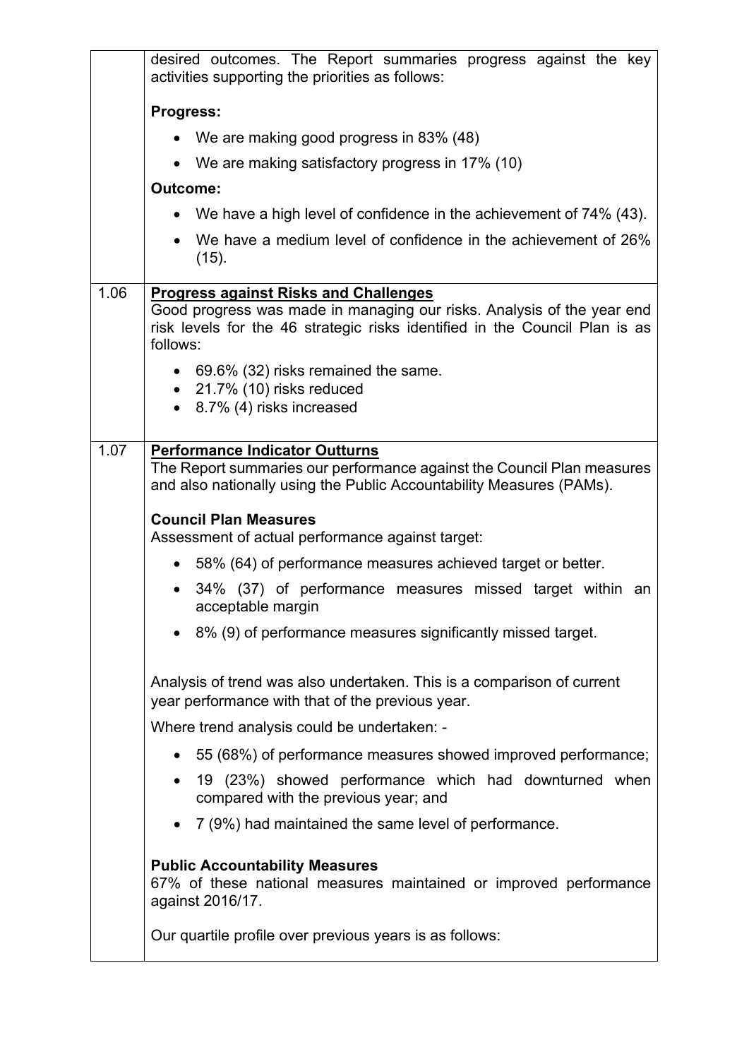| | |
|---|---|
| | desired outcomes. The Report summaries progress against the key activities supporting the priorities as follows:<br><br>**Progress:**<br>• We are making good progress in 83% (48)<br>• We are making satisfactory progress in 17% (10)<br><br>**Outcome:**<br>• We have a high level of confidence in the achievement of 74% (43).<br>• We have a medium level of confidence in the achievement of 26% (15). |
| 1.06 | **Progress against Risks and Challenges**<br>Good progress was made in managing our risks. Analysis of the year end risk levels for the 46 strategic risks identified in the Council Plan is as follows:<br>• 69.6% (32) risks remained the same.<br>• 21.7% (10) risks reduced<br>• 8.7% (4) risks increased |
| 1.07 | **Performance Indicator Outturns**<br>The Report summaries our performance against the Council Plan measures and also nationally using the Public Accountability Measures (PAMs).<br><br>**Council Plan Measures**<br>Assessment of actual performance against target:<br>• 58% (64) of performance measures achieved target or better.<br>• 34% (37) of performance measures missed target within an acceptable margin<br>• 8% (9) of performance measures significantly missed target.<br><br>Analysis of trend was also undertaken. This is a comparison of current year performance with that of the previous year.<br><br>Where trend analysis could be undertaken: -<br>• 55 (68%) of performance measures showed improved performance;<br>• 19 (23%) showed performance which had downturned when compared with the previous year; and<br>• 7 (9%) had maintained the same level of performance.<br><br>**Public Accountability Measures**<br>67% of these national measures maintained or improved performance against 2016/17.<br><br>Our quartile profile over previous years is as follows: |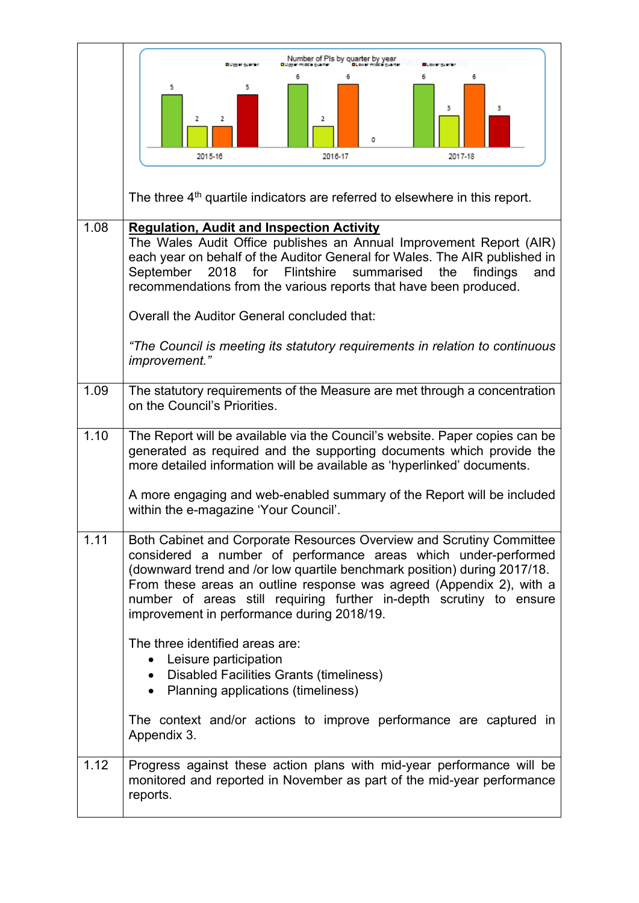| | |
|---|---|
| | Number of PIs by quarter by year<br><br>Upper quartile / Upper middle quartile / Lower middle quartile / Lower quartile<br><br>2015-16: 5, 2, 2, 5<br>2016-17: 6, 2, 6, 0<br>2017-18: 6, 3, 6, 3<br><br>The three 4th quartile indicators are referred to elsewhere in this report. |
| 1.08 | **Regulation, Audit and Inspection Activity**<br>The Wales Audit Office publishes an Annual Improvement Report (AIR) each year on behalf of the Auditor General for Wales. The AIR published in September 2018 for Flintshire summarised the findings and recommendations from the various reports that have been produced.<br><br>Overall the Auditor General concluded that:<br><br>*"The Council is meeting its statutory requirements in relation to continuous improvement."* |
| 1.09 | The statutory requirements of the Measure are met through a concentration on the Council's Priorities. |
| 1.10 | The Report will be available via the Council's website. Paper copies can be generated as required and the supporting documents which provide the more detailed information will be available as 'hyperlinked' documents.<br><br>A more engaging and web-enabled summary of the Report will be included within the e-magazine 'Your Council'. |
| 1.11 | Both Cabinet and Corporate Resources Overview and Scrutiny Committee considered a number of performance areas which under-performed (downward trend and /or low quartile benchmark position) during 2017/18. From these areas an outline response was agreed (Appendix 2), with a number of areas still requiring further in-depth scrutiny to ensure improvement in performance during 2018/19.<br><br>The three identified areas are:<br>• Leisure participation<br>• Disabled Facilities Grants (timeliness)<br>• Planning applications (timeliness)<br><br>The context and/or actions to improve performance are captured in Appendix 3. |
| 1.12 | Progress against these action plans with mid-year performance will be monitored and reported in November as part of the mid-year performance reports. |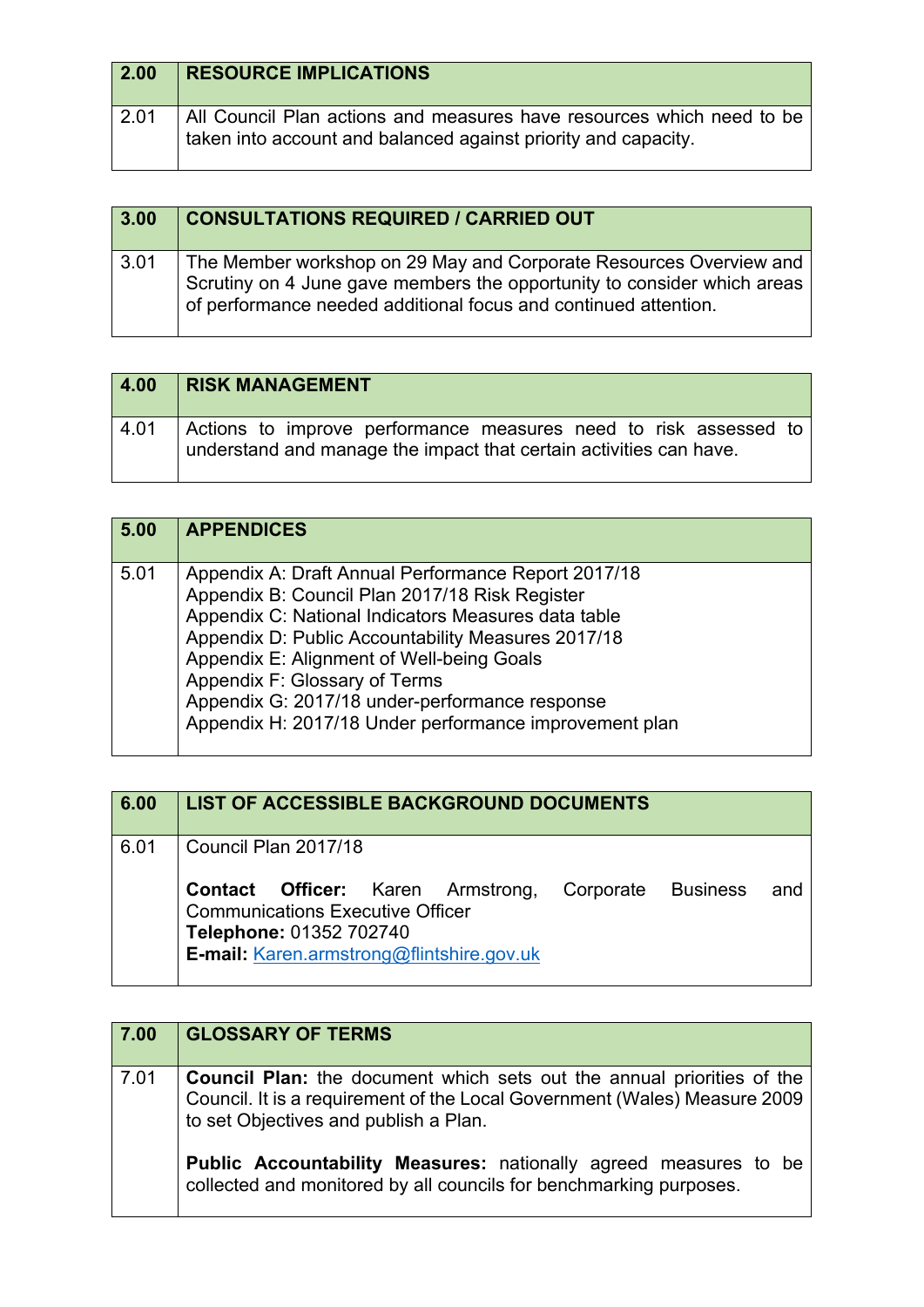| 2.00 | RESOURCE IMPLICATIONS |
|---|---|
| 2.01 | All Council Plan actions and measures have resources which need to be taken into account and balanced against priority and capacity. |

| 3.00 | CONSULTATIONS REQUIRED / CARRIED OUT |
|---|---|
| 3.01 | The Member workshop on 29 May and Corporate Resources Overview and Scrutiny on 4 June gave members the opportunity to consider which areas of performance needed additional focus and continued attention. |

| 4.00 | RISK MANAGEMENT |
|---|---|
| 4.01 | Actions to improve performance measures need to risk assessed to understand and manage the impact that certain activities can have. |

| 5.00 | APPENDICES |
|---|---|
| 5.01 | Appendix A: Draft Annual Performance Report 2017/18<br>Appendix B: Council Plan 2017/18 Risk Register<br>Appendix C: National Indicators Measures data table<br>Appendix D: Public Accountability Measures 2017/18<br>Appendix E: Alignment of Well-being Goals<br>Appendix F: Glossary of Terms<br>Appendix G: 2017/18 under-performance response<br>Appendix H: 2017/18 Under performance improvement plan |

| 6.00 | LIST OF ACCESSIBLE BACKGROUND DOCUMENTS |
|---|---|
| 6.01 | Council Plan 2017/18<br><br>**Contact Officer:** Karen Armstrong, Corporate Business and Communications Executive Officer<br>**Telephone:** 01352 702740<br>**E-mail:** Karen.armstrong@flintshire.gov.uk |

| 7.00 | GLOSSARY OF TERMS |
|---|---|
| 7.01 | **Council Plan:** the document which sets out the annual priorities of the Council. It is a requirement of the Local Government (Wales) Measure 2009 to set Objectives and publish a Plan.<br><br>**Public Accountability Measures:** nationally agreed measures to be collected and monitored by all councils for benchmarking purposes. |